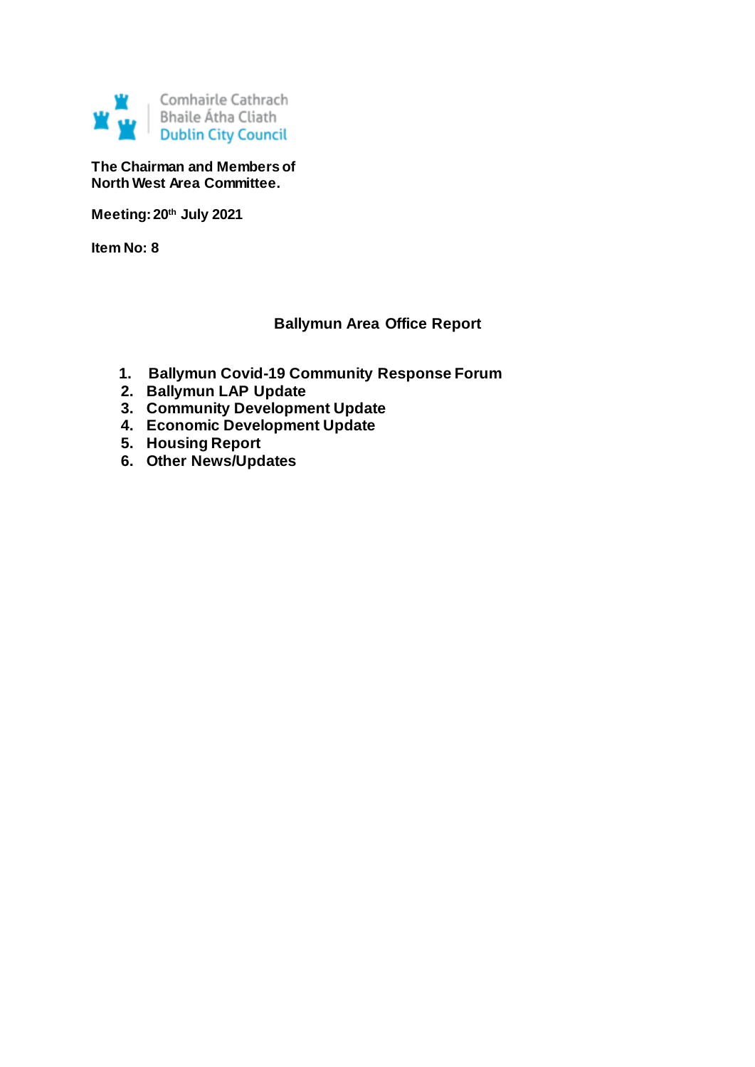Comhairle Cathrach
Bhaile Átha Cliath
Dublin City Council

**The Chairman and Members of**
**North West Area Committee.**

**Meeting: 20th July 2021**

**Item No: 8**

## Ballymun Area Office Report

1. **Ballymun Covid-19 Community Response Forum**
2. **Ballymun LAP Update**
3. **Community Development Update**
4. **Economic Development Update**
5. **Housing Report**
6. **Other News/Updates**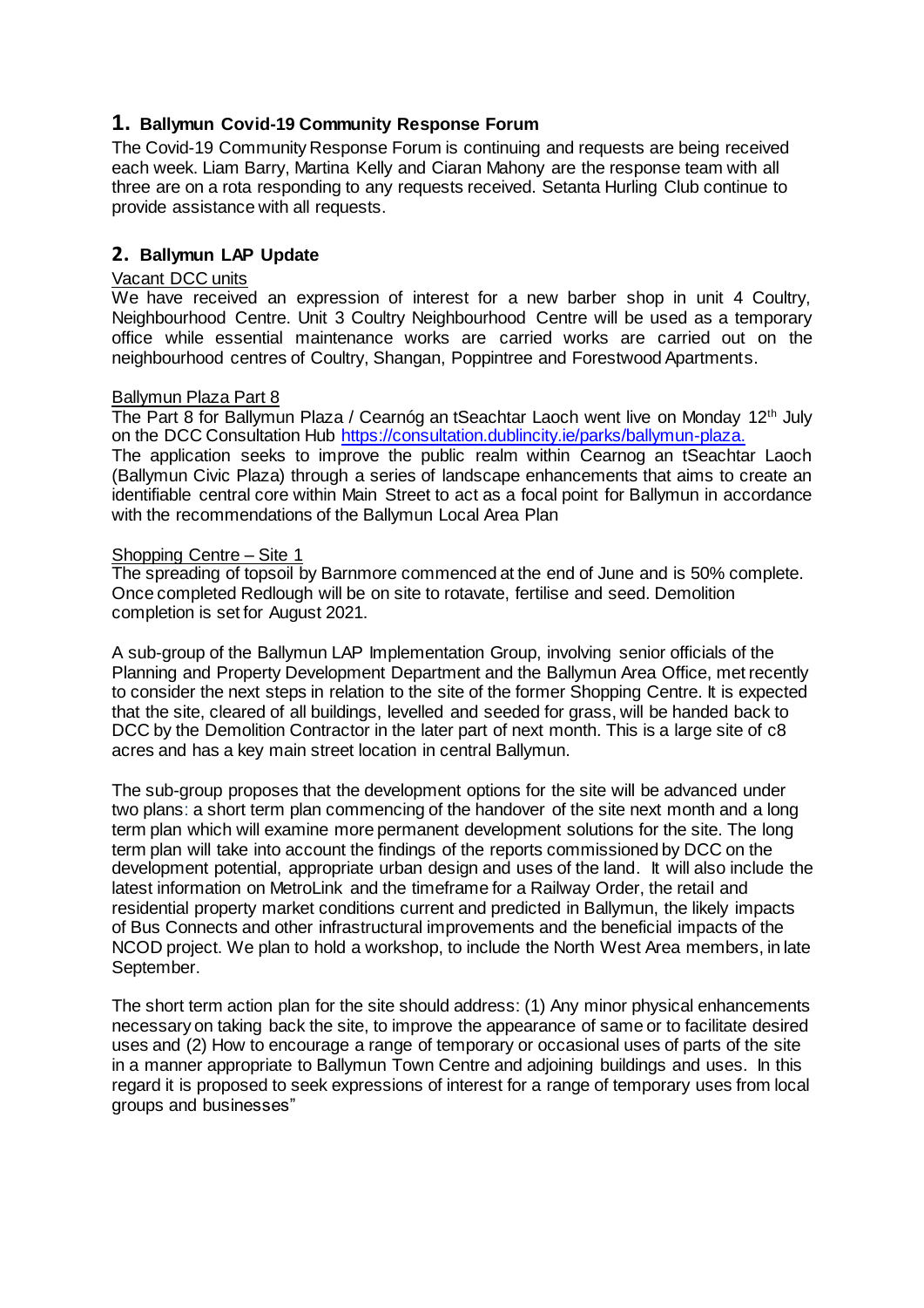## 1. Ballymun Covid-19 Community Response Forum

The Covid-19 Community Response Forum is continuing and requests are being received each week. Liam Barry, Martina Kelly and Ciaran Mahony are the response team with all three are on a rota responding to any requests received. Setanta Hurling Club continue to provide assistance with all requests.

## 2. Ballymun LAP Update

Vacant DCC units

We have received an expression of interest for a new barber shop in unit 4 Coultry, Neighbourhood Centre. Unit 3 Coultry Neighbourhood Centre will be used as a temporary office while essential maintenance works are carried works are carried out on the neighbourhood centres of Coultry, Shangan, Poppintree and Forestwood Apartments.

Ballymun Plaza Part 8

The Part 8 for Ballymun Plaza / Cearnóg an tSeachtar Laoch went live on Monday 12th July on the DCC Consultation Hub https://consultation.dublincity.ie/parks/ballymun-plaza.

The application seeks to improve the public realm within Cearnog an tSeachtar Laoch (Ballymun Civic Plaza) through a series of landscape enhancements that aims to create an identifiable central core within Main Street to act as a focal point for Ballymun in accordance with the recommendations of the Ballymun Local Area Plan

Shopping Centre – Site 1

The spreading of topsoil by Barnmore commenced at the end of June and is 50% complete. Once completed Redlough will be on site to rotavate, fertilise and seed. Demolition completion is set for August 2021.

A sub-group of the Ballymun LAP Implementation Group, involving senior officials of the Planning and Property Development Department and the Ballymun Area Office, met recently to consider the next steps in relation to the site of the former Shopping Centre. It is expected that the site, cleared of all buildings, levelled and seeded for grass, will be handed back to DCC by the Demolition Contractor in the later part of next month. This is a large site of c8 acres and has a key main street location in central Ballymun.

The sub-group proposes that the development options for the site will be advanced under two plans: a short term plan commencing of the handover of the site next month and a long term plan which will examine more permanent development solutions for the site. The long term plan will take into account the findings of the reports commissioned by DCC on the development potential, appropriate urban design and uses of the land. It will also include the latest information on MetroLink and the timeframe for a Railway Order, the retail and residential property market conditions current and predicted in Ballymun, the likely impacts of Bus Connects and other infrastructural improvements and the beneficial impacts of the NCOD project. We plan to hold a workshop, to include the North West Area members, in late September.

The short term action plan for the site should address: (1) Any minor physical enhancements necessary on taking back the site, to improve the appearance of same or to facilitate desired uses and (2) How to encourage a range of temporary or occasional uses of parts of the site in a manner appropriate to Ballymun Town Centre and adjoining buildings and uses. In this regard it is proposed to seek expressions of interest for a range of temporary uses from local groups and businesses"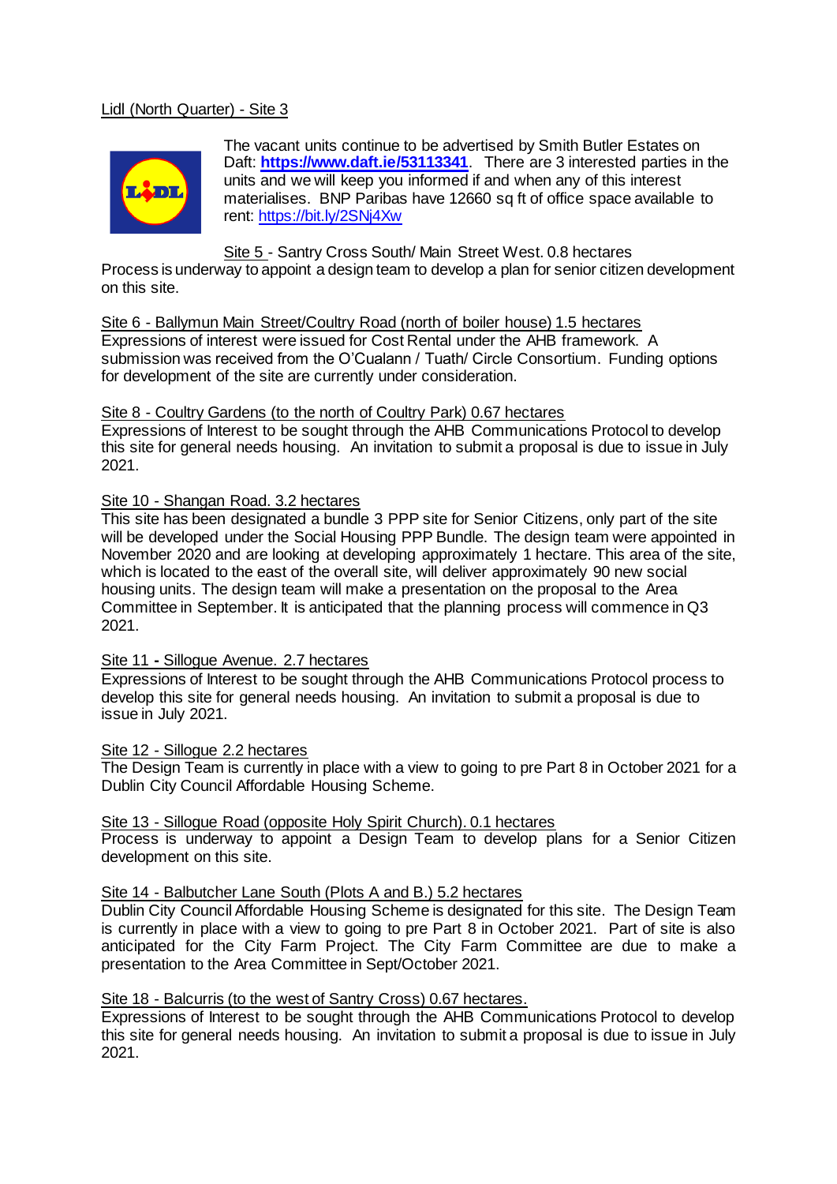Lidl (North Quarter) - Site 3

The vacant units continue to be advertised by Smith Butler Estates on Daft: **https://www.daft.ie/53113341**. There are 3 interested parties in the units and we will keep you informed if and when any of this interest materialises. BNP Paribas have 12660 sq ft of office space available to rent: https://bit.ly/2SNj4Xw

Site 5 - Santry Cross South/ Main Street West. 0.8 hectares
Process is underway to appoint a design team to develop a plan for senior citizen development on this site.

Site 6 - Ballymun Main Street/Coultry Road (north of boiler house) 1.5 hectares
Expressions of interest were issued for Cost Rental under the AHB framework. A submission was received from the O'Cualann / Tuath/ Circle Consortium. Funding options for development of the site are currently under consideration.

Site 8 - Coultry Gardens (to the north of Coultry Park) 0.67 hectares
Expressions of Interest to be sought through the AHB Communications Protocol to develop this site for general needs housing. An invitation to submit a proposal is due to issue in July 2021.

Site 10 - Shangan Road. 3.2 hectares
This site has been designated a bundle 3 PPP site for Senior Citizens, only part of the site will be developed under the Social Housing PPP Bundle. The design team were appointed in November 2020 and are looking at developing approximately 1 hectare. This area of the site, which is located to the east of the overall site, will deliver approximately 90 new social housing units. The design team will make a presentation on the proposal to the Area Committee in September. It is anticipated that the planning process will commence in Q3 2021.

Site 11 - Sillogue Avenue. 2.7 hectares
Expressions of Interest to be sought through the AHB Communications Protocol process to develop this site for general needs housing. An invitation to submit a proposal is due to issue in July 2021.

Site 12 - Sillogue 2.2 hectares
The Design Team is currently in place with a view to going to pre Part 8 in October 2021 for a Dublin City Council Affordable Housing Scheme.

Site 13 - Sillogue Road (opposite Holy Spirit Church). 0.1 hectares
Process is underway to appoint a Design Team to develop plans for a Senior Citizen development on this site.

Site 14 - Balbutcher Lane South (Plots A and B.) 5.2 hectares
Dublin City Council Affordable Housing Scheme is designated for this site. The Design Team is currently in place with a view to going to pre Part 8 in October 2021. Part of site is also anticipated for the City Farm Project. The City Farm Committee are due to make a presentation to the Area Committee in Sept/October 2021.

Site 18 - Balcurris (to the west of Santry Cross) 0.67 hectares.
Expressions of Interest to be sought through the AHB Communications Protocol to develop this site for general needs housing. An invitation to submit a proposal is due to issue in July 2021.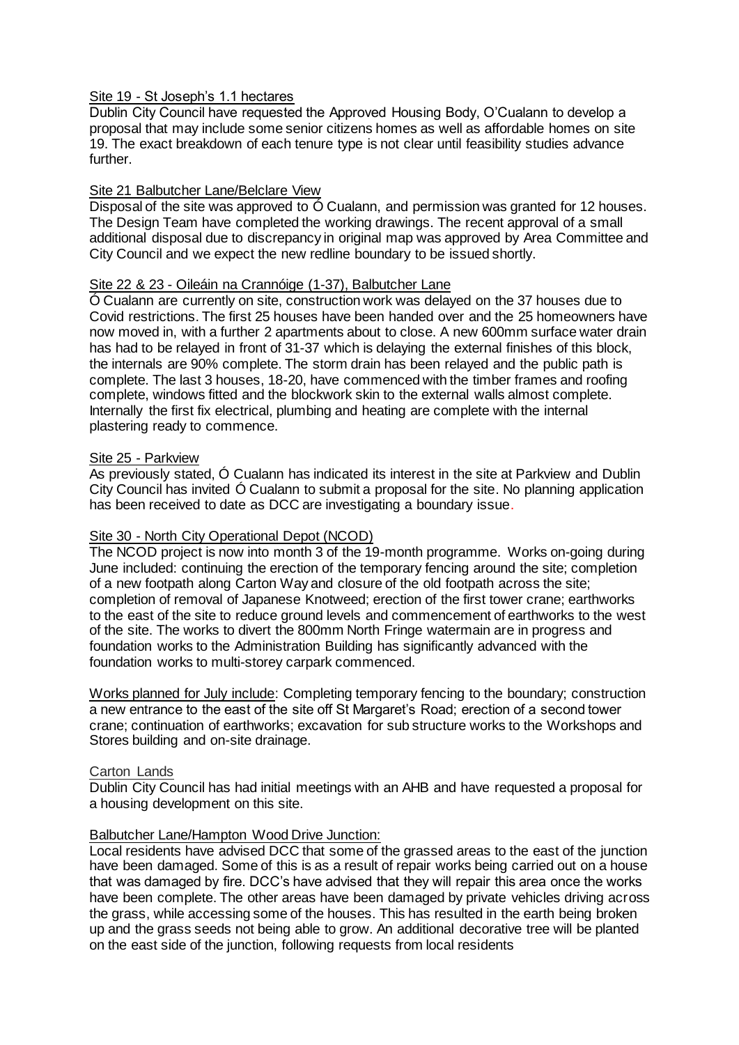Site 19 - St Joseph's 1.1 hectares

Dublin City Council have requested the Approved Housing Body, O'Cualann to develop a proposal that may include some senior citizens homes as well as affordable homes on site 19. The exact breakdown of each tenure type is not clear until feasibility studies advance further.

Site 21 Balbutcher Lane/Belclare View

Disposal of the site was approved to Ó Cualann, and permission was granted for 12 houses. The Design Team have completed the working drawings. The recent approval of a small additional disposal due to discrepancy in original map was approved by Area Committee and City Council and we expect the new redline boundary to be issued shortly.

Site 22 & 23 - Oileáin na Crannóige (1-37), Balbutcher Lane

Ó Cualann are currently on site, construction work was delayed on the 37 houses due to Covid restrictions. The first 25 houses have been handed over and the 25 homeowners have now moved in, with a further 2 apartments about to close. A new 600mm surface water drain has had to be relayed in front of 31-37 which is delaying the external finishes of this block, the internals are 90% complete. The storm drain has been relayed and the public path is complete. The last 3 houses, 18-20, have commenced with the timber frames and roofing complete, windows fitted and the blockwork skin to the external walls almost complete. Internally the first fix electrical, plumbing and heating are complete with the internal plastering ready to commence.

Site 25 - Parkview

As previously stated, Ó Cualann has indicated its interest in the site at Parkview and Dublin City Council has invited Ó Cualann to submit a proposal for the site. No planning application has been received to date as DCC are investigating a boundary issue.

Site 30 - North City Operational Depot (NCOD)

The NCOD project is now into month 3 of the 19-month programme. Works on-going during June included: continuing the erection of the temporary fencing around the site; completion of a new footpath along Carton Way and closure of the old footpath across the site; completion of removal of Japanese Knotweed; erection of the first tower crane; earthworks to the east of the site to reduce ground levels and commencement of earthworks to the west of the site. The works to divert the 800mm North Fringe watermain are in progress and foundation works to the Administration Building has significantly advanced with the foundation works to multi-storey carpark commenced.

Works planned for July include: Completing temporary fencing to the boundary; construction a new entrance to the east of the site off St Margaret's Road; erection of a second tower crane; continuation of earthworks; excavation for sub structure works to the Workshops and Stores building and on-site drainage.

Carton Lands

Dublin City Council has had initial meetings with an AHB and have requested a proposal for a housing development on this site.

Balbutcher Lane/Hampton Wood Drive Junction:

Local residents have advised DCC that some of the grassed areas to the east of the junction have been damaged. Some of this is as a result of repair works being carried out on a house that was damaged by fire. DCC's have advised that they will repair this area once the works have been complete. The other areas have been damaged by private vehicles driving across the grass, while accessing some of the houses. This has resulted in the earth being broken up and the grass seeds not being able to grow. An additional decorative tree will be planted on the east side of the junction, following requests from local residents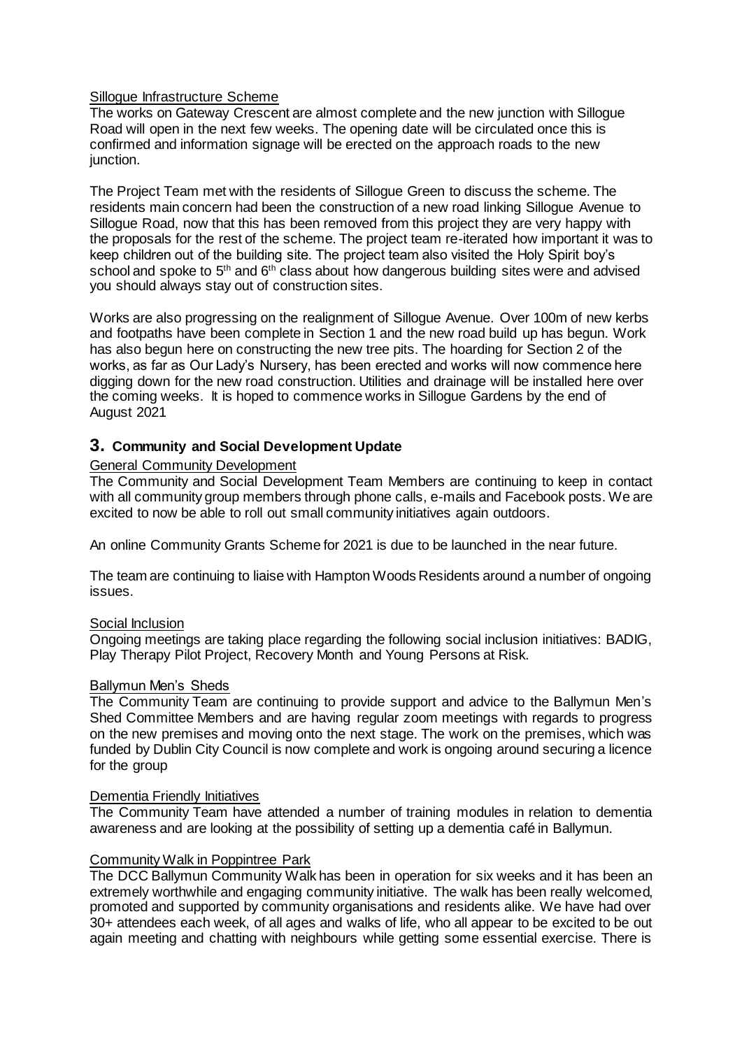Sillogue Infrastructure Scheme

The works on Gateway Crescent are almost complete and the new junction with Sillogue Road will open in the next few weeks. The opening date will be circulated once this is confirmed and information signage will be erected on the approach roads to the new junction.

The Project Team met with the residents of Sillogue Green to discuss the scheme. The residents main concern had been the construction of a new road linking Sillogue Avenue to Sillogue Road, now that this has been removed from this project they are very happy with the proposals for the rest of the scheme. The project team re-iterated how important it was to keep children out of the building site. The project team also visited the Holy Spirit boy's school and spoke to 5th and 6th class about how dangerous building sites were and advised you should always stay out of construction sites.

Works are also progressing on the realignment of Sillogue Avenue. Over 100m of new kerbs and footpaths have been complete in Section 1 and the new road build up has begun. Work has also begun here on constructing the new tree pits. The hoarding for Section 2 of the works, as far as Our Lady's Nursery, has been erected and works will now commence here digging down for the new road construction. Utilities and drainage will be installed here over the coming weeks. It is hoped to commence works in Sillogue Gardens by the end of August 2021

## 3. Community and Social Development Update

General Community Development

The Community and Social Development Team Members are continuing to keep in contact with all community group members through phone calls, e-mails and Facebook posts. We are excited to now be able to roll out small community initiatives again outdoors.

An online Community Grants Scheme for 2021 is due to be launched in the near future.

The team are continuing to liaise with Hampton Woods Residents around a number of ongoing issues.

Social Inclusion

Ongoing meetings are taking place regarding the following social inclusion initiatives: BADIG, Play Therapy Pilot Project, Recovery Month and Young Persons at Risk.

Ballymun Men's Sheds

The Community Team are continuing to provide support and advice to the Ballymun Men's Shed Committee Members and are having regular zoom meetings with regards to progress on the new premises and moving onto the next stage. The work on the premises, which was funded by Dublin City Council is now complete and work is ongoing around securing a licence for the group

Dementia Friendly Initiatives

The Community Team have attended a number of training modules in relation to dementia awareness and are looking at the possibility of setting up a dementia café in Ballymun.

Community Walk in Poppintree Park

The DCC Ballymun Community Walk has been in operation for six weeks and it has been an extremely worthwhile and engaging community initiative. The walk has been really welcomed, promoted and supported by community organisations and residents alike. We have had over 30+ attendees each week, of all ages and walks of life, who all appear to be excited to be out again meeting and chatting with neighbours while getting some essential exercise. There is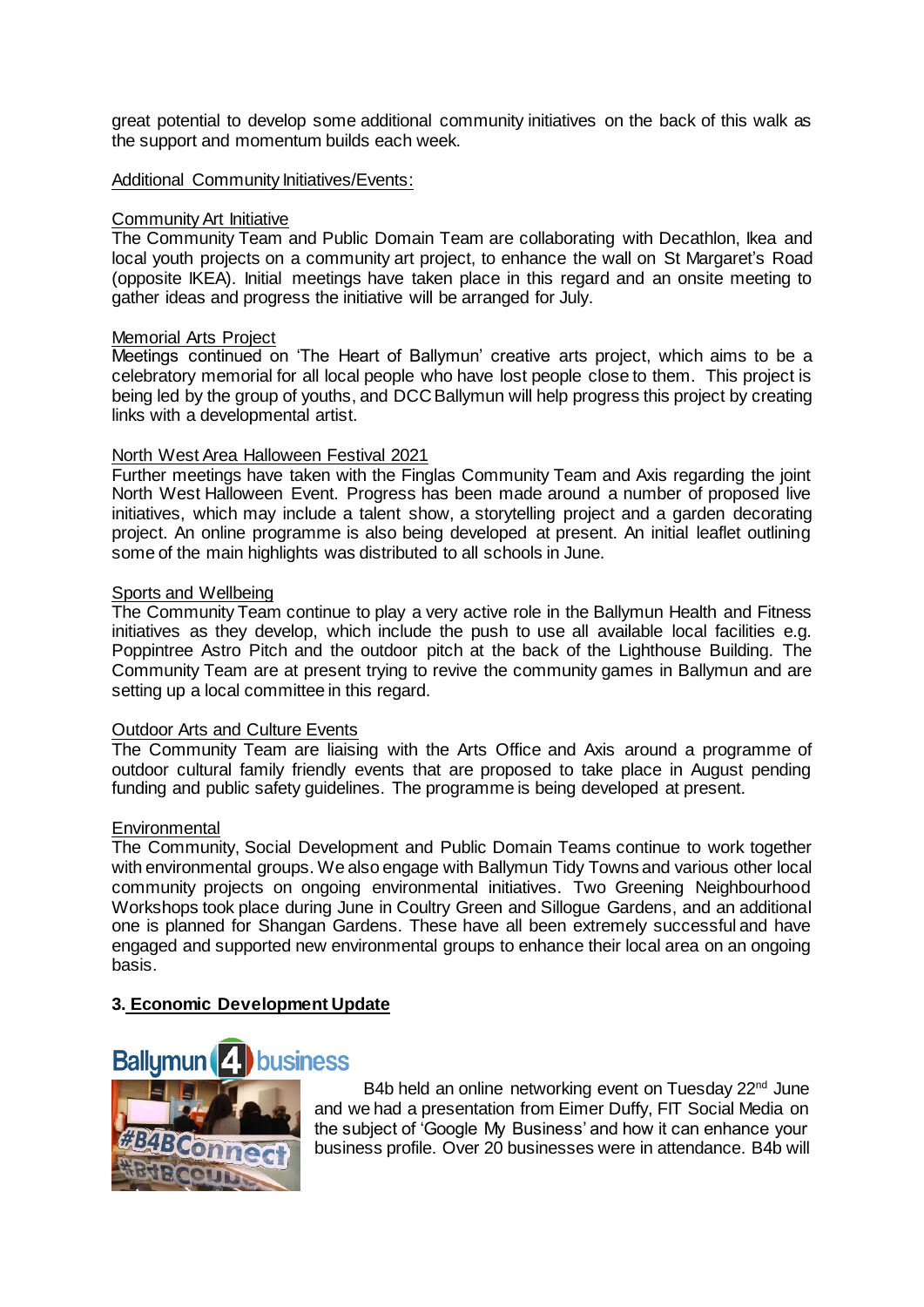great potential to develop some additional community initiatives on the back of this walk as the support and momentum builds each week.

Additional Community Initiatives/Events:

Community Art Initiative
The Community Team and Public Domain Team are collaborating with Decathlon, Ikea and local youth projects on a community art project, to enhance the wall on St Margaret's Road (opposite IKEA). Initial meetings have taken place in this regard and an onsite meeting to gather ideas and progress the initiative will be arranged for July.

Memorial Arts Project
Meetings continued on 'The Heart of Ballymun' creative arts project, which aims to be a celebratory memorial for all local people who have lost people close to them. This project is being led by the group of youths, and DCC Ballymun will help progress this project by creating links with a developmental artist.

North West Area Halloween Festival 2021
Further meetings have taken with the Finglas Community Team and Axis regarding the joint North West Halloween Event. Progress has been made around a number of proposed live initiatives, which may include a talent show, a storytelling project and a garden decorating project. An online programme is also being developed at present. An initial leaflet outlining some of the main highlights was distributed to all schools in June.

Sports and Wellbeing
The Community Team continue to play a very active role in the Ballymun Health and Fitness initiatives as they develop, which include the push to use all available local facilities e.g. Poppintree Astro Pitch and the outdoor pitch at the back of the Lighthouse Building. The Community Team are at present trying to revive the community games in Ballymun and are setting up a local committee in this regard.

Outdoor Arts and Culture Events
The Community Team are liaising with the Arts Office and Axis around a programme of outdoor cultural family friendly events that are proposed to take place in August pending funding and public safety guidelines. The programme is being developed at present.

Environmental
The Community, Social Development and Public Domain Teams continue to work together with environmental groups. We also engage with Ballymun Tidy Towns and various other local community projects on ongoing environmental initiatives. Two Greening Neighbourhood Workshops took place during June in Coultry Green and Sillogue Gardens, and an additional one is planned for Shangan Gardens. These have all been extremely successful and have engaged and supported new environmental groups to enhance their local area on an ongoing basis.

## 3. Economic Development Update

B4b held an online networking event on Tuesday 22nd June and we had a presentation from Eimer Duffy, FIT Social Media on the subject of 'Google My Business' and how it can enhance your business profile. Over 20 businesses were in attendance. B4b will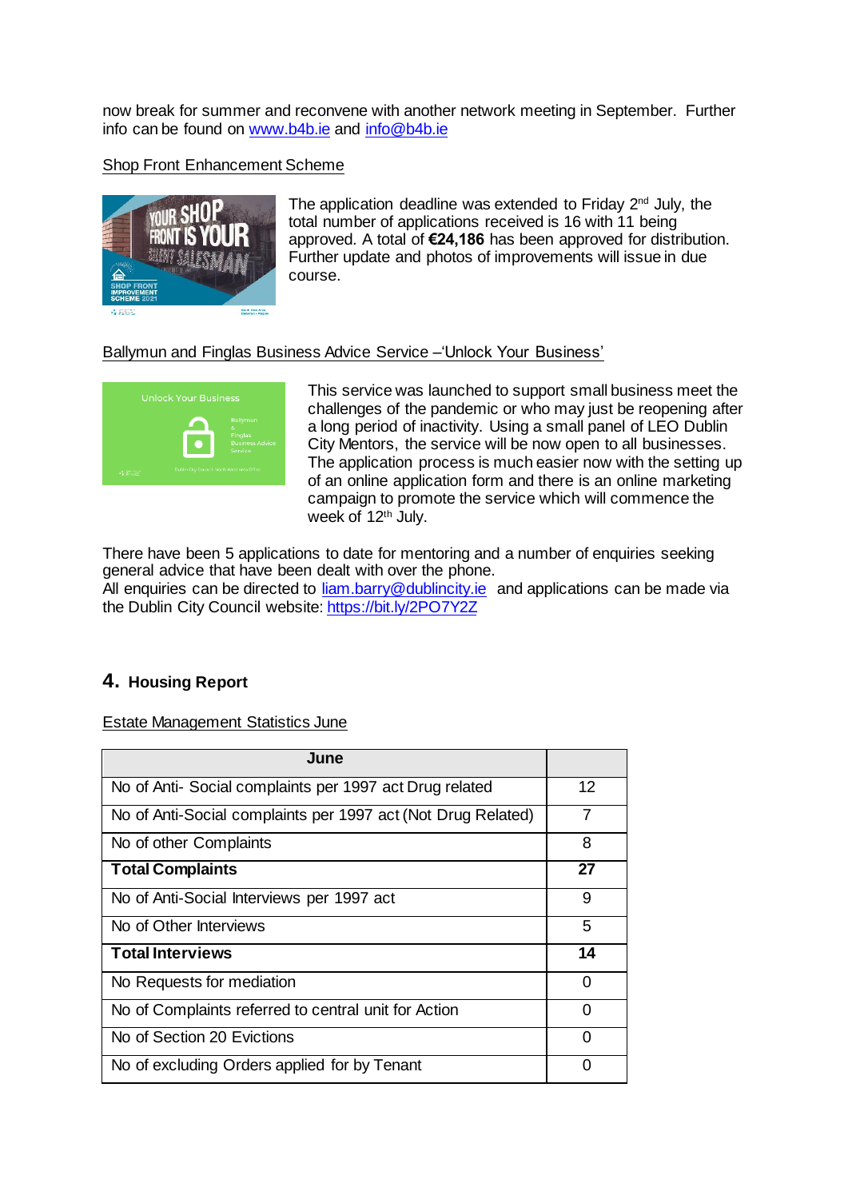now break for summer and reconvene with another network meeting in September. Further info can be found on www.b4b.ie and info@b4b.ie

Shop Front Enhancement Scheme

The application deadline was extended to Friday 2nd July, the total number of applications received is 16 with 11 being approved. A total of **€24,186** has been approved for distribution. Further update and photos of improvements will issue in due course.

Ballymun and Finglas Business Advice Service –'Unlock Your Business'

This service was launched to support small business meet the challenges of the pandemic or who may just be reopening after a long period of inactivity. Using a small panel of LEO Dublin City Mentors, the service will be now open to all businesses. The application process is much easier now with the setting up of an online application form and there is an online marketing campaign to promote the service which will commence the week of 12th July.

There have been 5 applications to date for mentoring and a number of enquiries seeking general advice that have been dealt with over the phone.
All enquiries can be directed to liam.barry@dublincity.ie and applications can be made via the Dublin City Council website: https://bit.ly/2PO7Y2Z

## 4. Housing Report

Estate Management Statistics June

| June | |
|---|---|
| No of Anti- Social complaints per 1997 act Drug related | 12 |
| No of Anti-Social complaints per 1997 act (Not Drug Related) | 7 |
| No of other Complaints | 8 |
| **Total Complaints** | **27** |
| No of Anti-Social Interviews per 1997 act | 9 |
| No of Other Interviews | 5 |
| **Total Interviews** | **14** |
| No Requests for mediation | 0 |
| No of Complaints referred to central unit for Action | 0 |
| No of Section 20 Evictions | 0 |
| No of excluding Orders applied for by Tenant | 0 |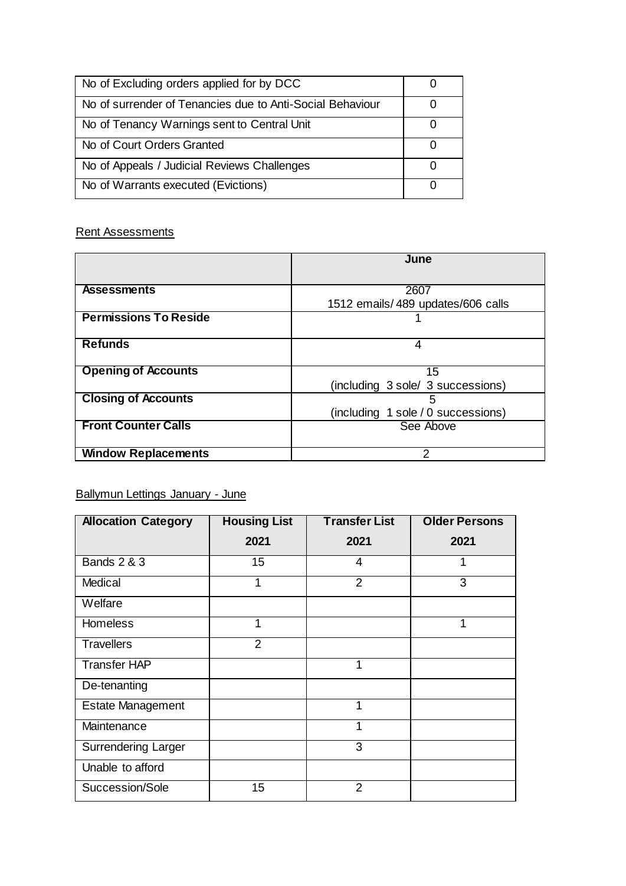| No of Excluding orders applied for by DCC | 0 |
|---|---|
| No of surrender of Tenancies due to Anti-Social Behaviour | 0 |
| No of Tenancy Warnings sent to Central Unit | 0 |
| No of Court Orders Granted | 0 |
| No of Appeals / Judicial Reviews Challenges | 0 |
| No of Warrants executed (Evictions) | 0 |

Rent Assessments

| | June |
|---|---|
| **Assessments** | 2607<br>1512 emails/ 489 updates/606 calls |
| **Permissions To Reside** | 1 |
| **Refunds** | 4 |
| **Opening of Accounts** | 15<br>(including 3 sole/ 3 successions) |
| **Closing of Accounts** | 5<br>(including 1 sole / 0 successions) |
| **Front Counter Calls** | See Above |
| **Window Replacements** | 2 |

Ballymun Lettings January - June

| Allocation Category | Housing List 2021 | Transfer List 2021 | Older Persons 2021 |
|---|---|---|---|
| Bands 2 & 3 | 15 | 4 | 1 |
| Medical | 1 | 2 | 3 |
| Welfare | | | |
| Homeless | 1 | | 1 |
| Travellers | 2 | | |
| Transfer HAP | | 1 | |
| De-tenanting | | | |
| Estate Management | | 1 | |
| Maintenance | | 1 | |
| Surrendering Larger | | 3 | |
| Unable to afford | | | |
| Succession/Sole | 15 | 2 | |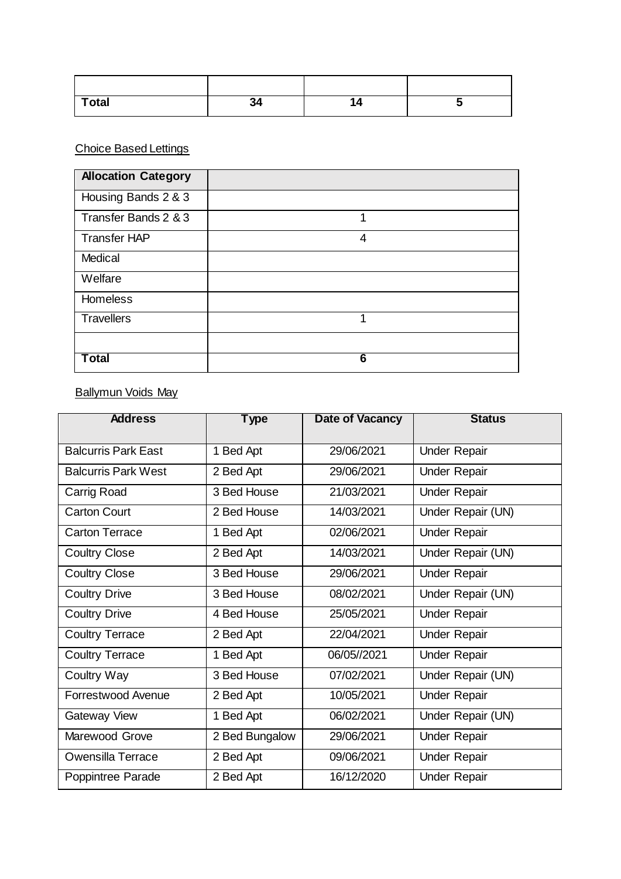| | | | |
|---|---|---|---|
| **Total** | **34** | **14** | **5** |

Choice Based Lettings

| **Allocation Category** | |
|---|---|
| Housing Bands 2 & 3 | |
| Transfer Bands 2 & 3 | 1 |
| Transfer HAP | 4 |
| Medical | |
| Welfare | |
| Homeless | |
| Travellers | 1 |
| | |
| **Total** | **6** |

Ballymun Voids May

| **Address** | **Type** | **Date of Vacancy** | **Status** |
|---|---|---|---|
| Balcurris Park East | 1 Bed Apt | 29/06/2021 | Under Repair |
| Balcurris Park West | 2 Bed Apt | 29/06/2021 | Under Repair |
| Carrig Road | 3 Bed House | 21/03/2021 | Under Repair |
| Carton Court | 2 Bed House | 14/03/2021 | Under Repair (UN) |
| Carton Terrace | 1 Bed Apt | 02/06/2021 | Under Repair |
| Coultry Close | 2 Bed Apt | 14/03/2021 | Under Repair (UN) |
| Coultry Close | 3 Bed House | 29/06/2021 | Under Repair |
| Coultry Drive | 3 Bed House | 08/02/2021 | Under Repair (UN) |
| Coultry Drive | 4 Bed House | 25/05/2021 | Under Repair |
| Coultry Terrace | 2 Bed Apt | 22/04/2021 | Under Repair |
| Coultry Terrace | 1 Bed Apt | 06/05//2021 | Under Repair |
| Coultry Way | 3 Bed House | 07/02/2021 | Under Repair (UN) |
| Forrestwood Avenue | 2 Bed Apt | 10/05/2021 | Under Repair |
| Gateway View | 1 Bed Apt | 06/02/2021 | Under Repair (UN) |
| Marewood Grove | 2 Bed Bungalow | 29/06/2021 | Under Repair |
| Owensilla Terrace | 2 Bed Apt | 09/06/2021 | Under Repair |
| Poppintree Parade | 2 Bed Apt | 16/12/2020 | Under Repair |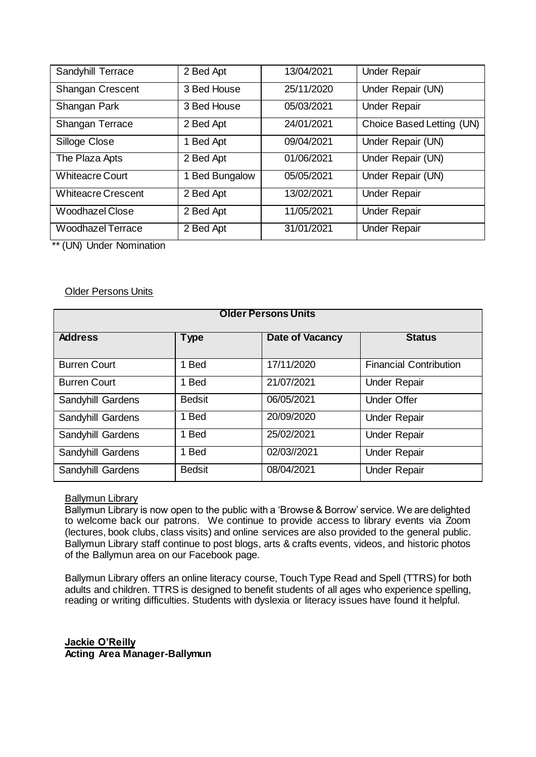| | | | |
|---|---|---|---|
| Sandyhill Terrace | 2 Bed Apt | 13/04/2021 | Under Repair |
| Shangan Crescent | 3 Bed House | 25/11/2020 | Under Repair (UN) |
| Shangan Park | 3 Bed House | 05/03/2021 | Under Repair |
| Shangan Terrace | 2 Bed Apt | 24/01/2021 | Choice Based Letting (UN) |
| Silloge Close | 1 Bed Apt | 09/04/2021 | Under Repair (UN) |
| The Plaza Apts | 2 Bed Apt | 01/06/2021 | Under Repair (UN) |
| Whiteacre Court | 1 Bed Bungalow | 05/05/2021 | Under Repair (UN) |
| Whiteacre Crescent | 2 Bed Apt | 13/02/2021 | Under Repair |
| Woodhazel Close | 2 Bed Apt | 11/05/2021 | Under Repair |
| Woodhazel Terrace | 2 Bed Apt | 31/01/2021 | Under Repair |

** (UN) Under Nomination

Older Persons Units

| Older Persons Units | | | |
|---|---|---|---|
| **Address** | **Type** | **Date of Vacancy** | **Status** |
| Burren Court | 1 Bed | 17/11/2020 | Financial Contribution |
| Burren Court | 1 Bed | 21/07/2021 | Under Repair |
| Sandyhill Gardens | Bedsit | 06/05/2021 | Under Offer |
| Sandyhill Gardens | 1 Bed | 20/09/2020 | Under Repair |
| Sandyhill Gardens | 1 Bed | 25/02/2021 | Under Repair |
| Sandyhill Gardens | 1 Bed | 02/03//2021 | Under Repair |
| Sandyhill Gardens | Bedsit | 08/04/2021 | Under Repair |

Ballymun Library

Ballymun Library is now open to the public with a 'Browse & Borrow' service. We are delighted to welcome back our patrons. We continue to provide access to library events via Zoom (lectures, book clubs, class visits) and online services are also provided to the general public. Ballymun Library staff continue to post blogs, arts & crafts events, videos, and historic photos of the Ballymun area on our Facebook page.

Ballymun Library offers an online literacy course, Touch Type Read and Spell (TTRS) for both adults and children. TTRS is designed to benefit students of all ages who experience spelling, reading or writing difficulties. Students with dyslexia or literacy issues have found it helpful.

**Jackie O'Reilly**
**Acting Area Manager-Ballymun**